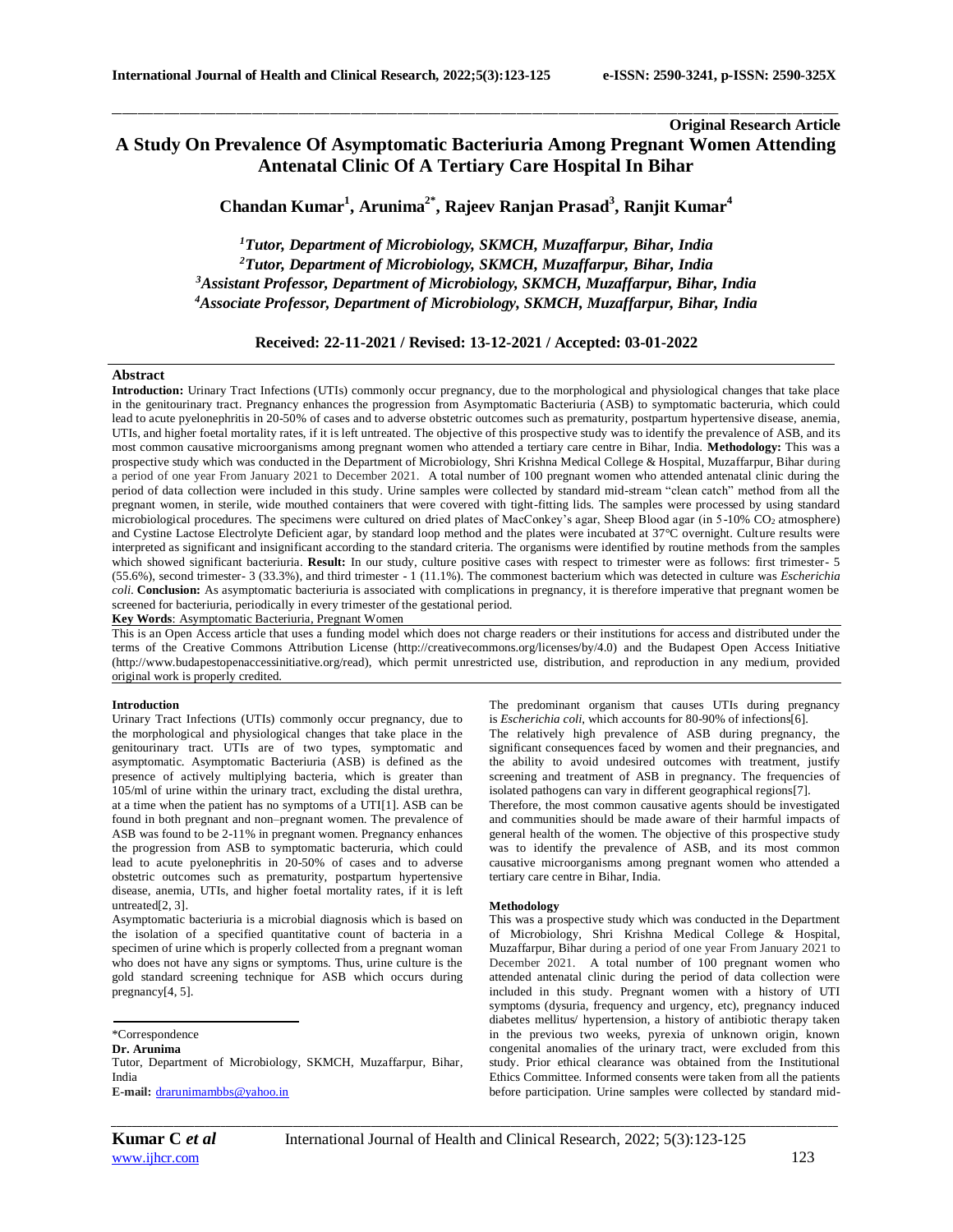**Original Research Article**

# A Study On Prevalence Of Asymptomatic Bacteriuria Among Pregnant Women Attending Antenatal Clinic Of A Tertiary Care Hospital In Bihar

**Chandan Kumar[1], Arunima[2*], Rajeev Ranjan Prasad[3], Ranjit Kumar[4]**

*[1]Tutor, Department of Microbiology, SKMCH, Muzaffarpur, Bihar, India*
*[2]Tutor, Department of Microbiology, SKMCH, Muzaffarpur, Bihar, India*
*[3]Assistant Professor, Department of Microbiology, SKMCH, Muzaffarpur, Bihar, India*
*[4]Associate Professor, Department of Microbiology, SKMCH, Muzaffarpur, Bihar, India*

**Received: 22-11-2021 / Revised: 13-12-2021 / Accepted: 03-01-2022**

## Abstract

**Introduction:** Urinary Tract Infections (UTIs) commonly occur pregnancy, due to the morphological and physiological changes that take place in the genitourinary tract. Pregnancy enhances the progression from Asymptomatic Bacteriuria (ASB) to symptomatic bacteruria, which could lead to acute pyelonephritis in 20-50% of cases and to adverse obstetric outcomes such as prematurity, postpartum hypertensive disease, anemia, UTIs, and higher foetal mortality rates, if it is left untreated. The objective of this prospective study was to identify the prevalence of ASB, and its most common causative microorganisms among pregnant women who attended a tertiary care centre in Bihar, India. **Methodology:** This was a prospective study which was conducted in the Department of Microbiology, Shri Krishna Medical College & Hospital, Muzaffarpur, Bihar during a period of one year From January 2021 to December 2021. A total number of 100 pregnant women who attended antenatal clinic during the period of data collection were included in this study. Urine samples were collected by standard mid-stream "clean catch" method from all the pregnant women, in sterile, wide mouthed containers that were covered with tight-fitting lids. The samples were processed by using standard microbiological procedures. The specimens were cultured on dried plates of MacConkey's agar, Sheep Blood agar (in 5-10% $CO_2$ atmosphere) and Cystine Lactose Electrolyte Deficient agar, by standard loop method and the plates were incubated at 37°C overnight. Culture results were interpreted as significant and insignificant according to the standard criteria. The organisms were identified by routine methods from the samples which showed significant bacteriuria. **Result:** In our study, culture positive cases with respect to trimester were as follows: first trimester- 5 (55.6%), second trimester- 3 (33.3%), and third trimester - 1 (11.1%). The commonest bacterium which was detected in culture was *Escherichia coli*. **Conclusion:** As asymptomatic bacteriuria is associated with complications in pregnancy, it is therefore imperative that pregnant women be screened for bacteriuria, periodically in every trimester of the gestational period.

**Key Words**: Asymptomatic Bacteriuria, Pregnant Women

This is an Open Access article that uses a funding model which does not charge readers or their institutions for access and distributed under the terms of the Creative Commons Attribution License (http://creativecommons.org/licenses/by/4.0) and the Budapest Open Access Initiative (http://www.budapestopenaccessinitiative.org/read), which permit unrestricted use, distribution, and reproduction in any medium, provided original work is properly credited.

## Introduction

Urinary Tract Infections (UTIs) commonly occur pregnancy, due to the morphological and physiological changes that take place in the genitourinary tract. UTIs are of two types, symptomatic and asymptomatic. Asymptomatic Bacteriuria (ASB) is defined as the presence of actively multiplying bacteria, which is greater than 105/ml of urine within the urinary tract, excluding the distal urethra, at a time when the patient has no symptoms of a UTI[1]. ASB can be found in both pregnant and non–pregnant women. The prevalence of ASB was found to be 2-11% in pregnant women. Pregnancy enhances the progression from ASB to symptomatic bacteruria, which could lead to acute pyelonephritis in 20-50% of cases and to adverse obstetric outcomes such as prematurity, postpartum hypertensive disease, anemia, UTIs, and higher foetal mortality rates, if it is left untreated[2, 3].

Asymptomatic bacteriuria is a microbial diagnosis which is based on the isolation of a specified quantitative count of bacteria in a specimen of urine which is properly collected from a pregnant woman who does not have any signs or symptoms. Thus, urine culture is the gold standard screening technique for ASB which occurs during pregnancy[4, 5].

The predominant organism that causes UTIs during pregnancy is *Escherichia coli*, which accounts for 80-90% of infections[6].

The relatively high prevalence of ASB during pregnancy, the significant consequences faced by women and their pregnancies, and the ability to avoid undesired outcomes with treatment, justify screening and treatment of ASB in pregnancy. The frequencies of isolated pathogens can vary in different geographical regions[7].

Therefore, the most common causative agents should be investigated and communities should be made aware of their harmful impacts of general health of the women. The objective of this prospective study was to identify the prevalence of ASB, and its most common causative microorganisms among pregnant women who attended a tertiary care centre in Bihar, India.

## Methodology

This was a prospective study which was conducted in the Department of Microbiology, Shri Krishna Medical College & Hospital, Muzaffarpur, Bihar during a period of one year From January 2021 to December 2021. A total number of 100 pregnant women who attended antenatal clinic during the period of data collection were included in this study. Pregnant women with a history of UTI symptoms (dysuria, frequency and urgency, etc), pregnancy induced diabetes mellitus/ hypertension, a history of antibiotic therapy taken in the previous two weeks, pyrexia of unknown origin, known congenital anomalies of the urinary tract, were excluded from this study. Prior ethical clearance was obtained from the Institutional Ethics Committee. Informed consents were taken from all the patients before participation. Urine samples were collected by standard mid-

\*Correspondence
**Dr. Arunima**
Tutor, Department of Microbiology, SKMCH, Muzaffarpur, Bihar, India
**E-mail:** drarunimambbs@yahoo.in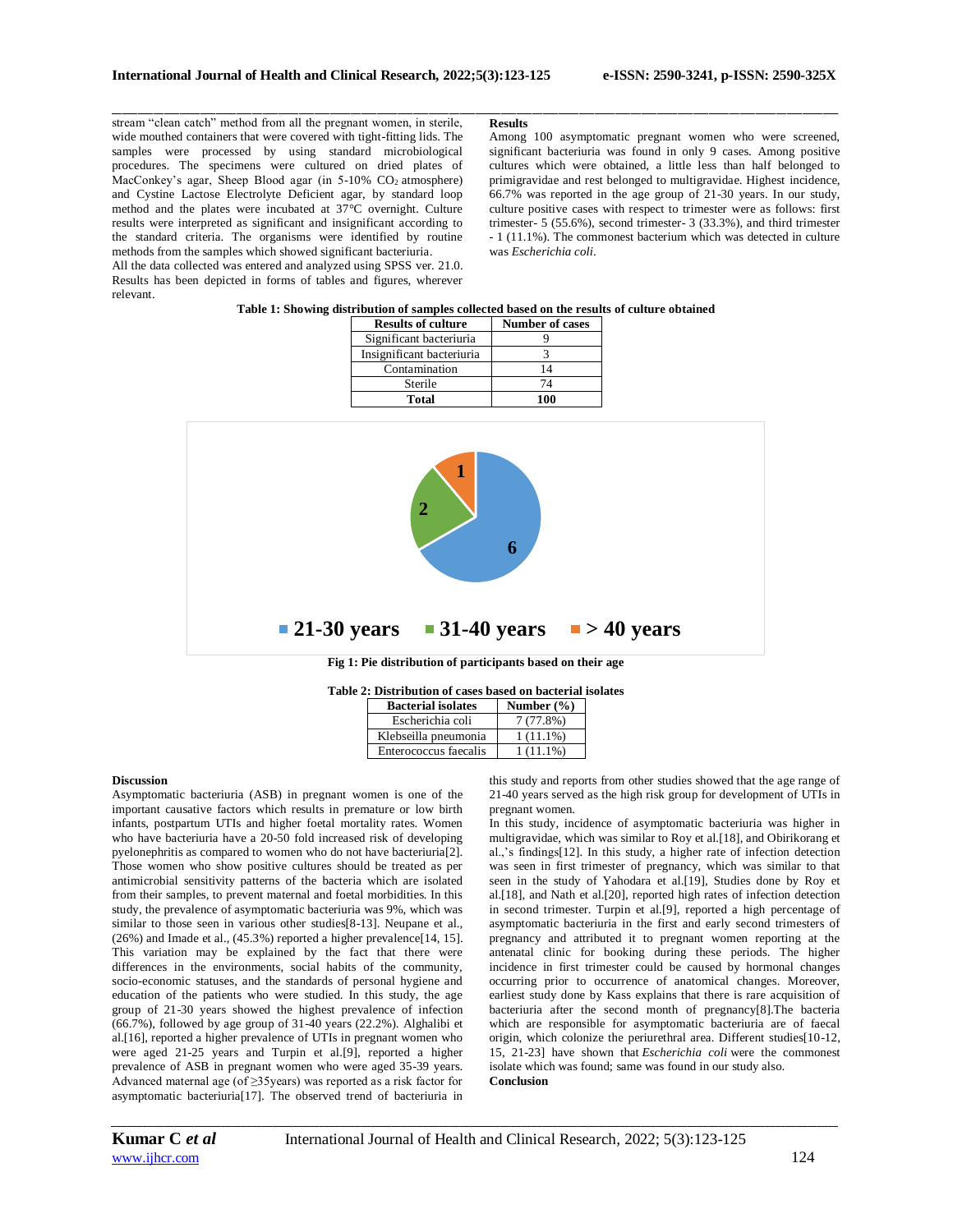stream "clean catch" method from all the pregnant women, in sterile, wide mouthed containers that were covered with tight-fitting lids. The samples were processed by using standard microbiological procedures. The specimens were cultured on dried plates of MacConkey's agar, Sheep Blood agar (in 5-10% $CO_2$ atmosphere) and Cystine Lactose Electrolyte Deficient agar, by standard loop method and the plates were incubated at 37°C overnight. Culture results were interpreted as significant and insignificant according to the standard criteria. The organisms were identified by routine methods from the samples which showed significant bacteriuria.

All the data collected was entered and analyzed using SPSS ver. 21.0. Results has been depicted in forms of tables and figures, wherever relevant.

**Results**

Among 100 asymptomatic pregnant women who were screened, significant bacteriuria was found in only 9 cases. Among positive cultures which were obtained, a little less than half belonged to primigravidae and rest belonged to multigravidae. Highest incidence, 66.7% was reported in the age group of 21-30 years. In our study, culture positive cases with respect to trimester were as follows: first trimester- 5 (55.6%), second trimester- 3 (33.3%), and third trimester - 1 (11.1%). The commonest bacterium which was detected in culture was *Escherichia coli*.

**Table 1: Showing distribution of samples collected based on the results of culture obtained**

| Results of culture | Number of cases |
|---|---|
| Significant bacteriuria | 9 |
| Insignificant bacteriuria | 3 |
| Contamination | 14 |
| Sterile | 74 |
| **Total** | **100** |

**Fig 1: Pie distribution of participants based on their age**

**Table 2: Distribution of cases based on bacterial isolates**

| Bacterial isolates | Number (%) |
|---|---|
| Escherichia coli | 7 (77.8%) |
| Klebseilla pneumonia | 1 (11.1%) |
| Enterococcus faecalis | 1 (11.1%) |

**Discussion**

Asymptomatic bacteriuria (ASB) in pregnant women is one of the important causative factors which results in premature or low birth infants, postpartum UTIs and higher foetal mortality rates. Women who have bacteriuria have a 20-50 fold increased risk of developing pyelonephritis as compared to women who do not have bacteriuria[2]. Those women who show positive cultures should be treated as per antimicrobial sensitivity patterns of the bacteria which are isolated from their samples, to prevent maternal and foetal morbidities. In this study, the prevalence of asymptomatic bacteriuria was 9%, which was similar to those seen in various other studies[8-13]. Neupane et al., (26%) and Imade et al., (45.3%) reported a higher prevalence[14, 15]. This variation may be explained by the fact that there were differences in the environments, social habits of the community, socio-economic statuses, and the standards of personal hygiene and education of the patients who were studied. In this study, the age group of 21-30 years showed the highest prevalence of infection (66.7%), followed by age group of 31-40 years (22.2%). Alghalibi et al.[16], reported a higher prevalence of UTIs in pregnant women who were aged 21-25 years and Turpin et al.[9], reported a higher prevalence of ASB in pregnant women who were aged 35-39 years. Advanced maternal age (of ≥35years) was reported as a risk factor for asymptomatic bacteriuria[17]. The observed trend of bacteriuria in this study and reports from other studies showed that the age range of 21-40 years served as the high risk group for development of UTIs in pregnant women.

In this study, incidence of asymptomatic bacteriuria was higher in multigravidae, which was similar to Roy et al.[18], and Obirikorang et al.,'s findings[12]. In this study, a higher rate of infection detection was seen in first trimester of pregnancy, which was similar to that seen in the study of Yahodara et al.[19], Studies done by Roy et al.[18], and Nath et al.[20], reported high rates of infection detection in second trimester. Turpin et al.[9], reported a high percentage of asymptomatic bacteriuria in the first and early second trimesters of pregnancy and attributed it to pregnant women reporting at the antenatal clinic for booking during these periods. The higher incidence in first trimester could be caused by hormonal changes occurring prior to occurrence of anatomical changes. Moreover, earliest study done by Kass explains that there is rare acquisition of bacteriuria after the second month of pregnancy[8].The bacteria which are responsible for asymptomatic bacteriuria are of faecal origin, which colonize the periurethral area. Different studies[10-12, 15, 21-23] have shown that *Escherichia coli* were the commonest isolate which was found; same was found in our study also.

**Conclusion**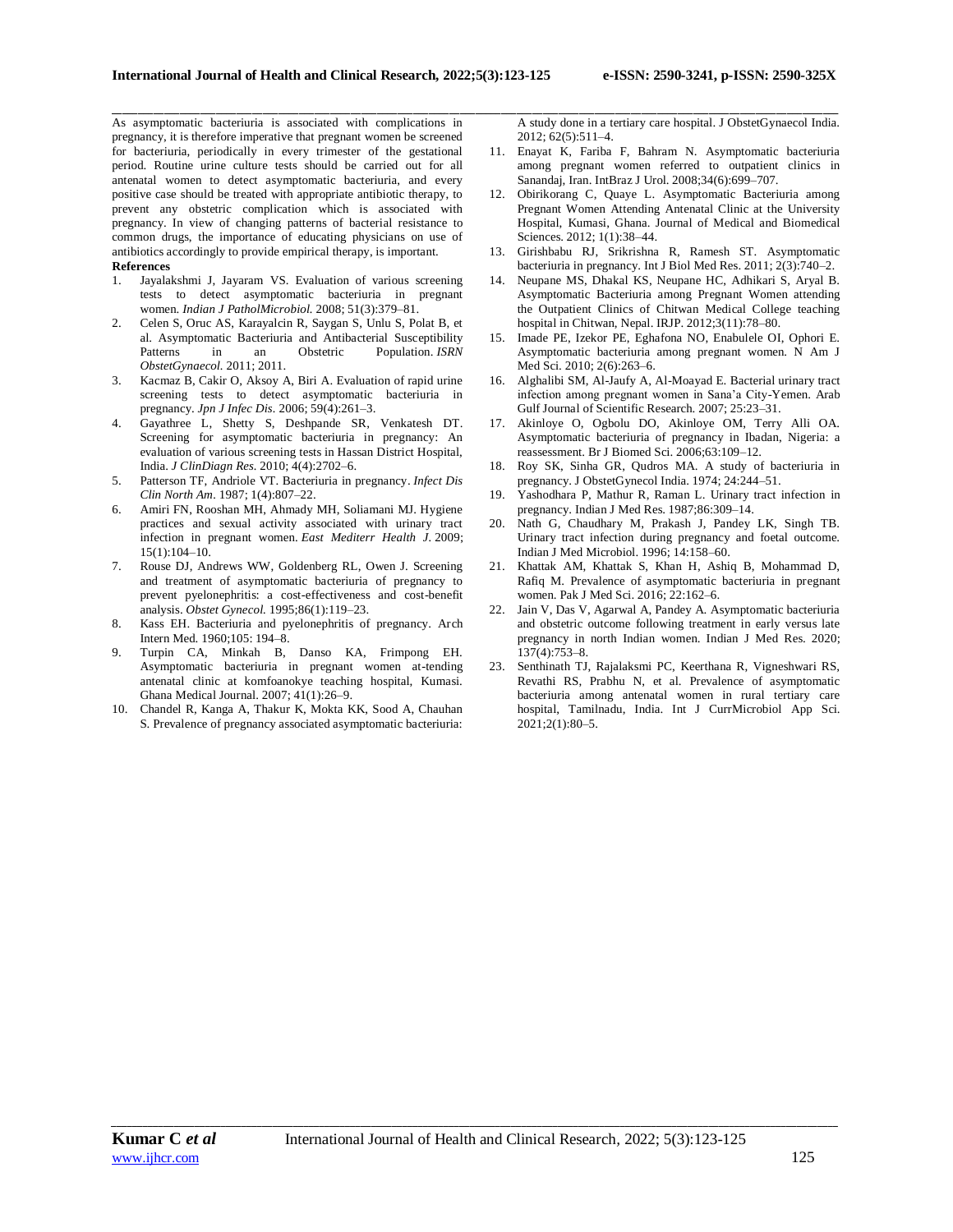As asymptomatic bacteriuria is associated with complications in pregnancy, it is therefore imperative that pregnant women be screened for bacteriuria, periodically in every trimester of the gestational period. Routine urine culture tests should be carried out for all antenatal women to detect asymptomatic bacteriuria, and every positive case should be treated with appropriate antibiotic therapy, to prevent any obstetric complication which is associated with pregnancy. In view of changing patterns of bacterial resistance to common drugs, the importance of educating physicians on use of antibiotics accordingly to provide empirical therapy, is important.

**References**

1. Jayalakshmi J, Jayaram VS. Evaluation of various screening tests to detect asymptomatic bacteriuria in pregnant women. *Indian J PatholMicrobiol.* 2008; 51(3):379–81.
2. Celen S, Oruc AS, Karayalcin R, Saygan S, Unlu S, Polat B, et al. Asymptomatic Bacteriuria and Antibacterial Susceptibility Patterns in an Obstetric Population. *ISRN ObstetGynaecol.* 2011; 2011.
3. Kacmaz B, Cakir O, Aksoy A, Biri A. Evaluation of rapid urine screening tests to detect asymptomatic bacteriuria in pregnancy. *Jpn J Infec Dis.* 2006; 59(4):261–3.
4. Gayathree L, Shetty S, Deshpande SR, Venkatesh DT. Screening for asymptomatic bacteriuria in pregnancy: An evaluation of various screening tests in Hassan District Hospital, India. *J ClinDiagn Res.* 2010; 4(4):2702–6.
5. Patterson TF, Andriole VT. Bacteriuria in pregnancy. *Infect Dis Clin North Am*. 1987; 1(4):807–22.
6. Amiri FN, Rooshan MH, Ahmady MH, Soliamani MJ. Hygiene practices and sexual activity associated with urinary tract infection in pregnant women. *East Mediterr Health J.* 2009; 15(1):104–10.
7. Rouse DJ, Andrews WW, Goldenberg RL, Owen J. Screening and treatment of asymptomatic bacteriuria of pregnancy to prevent pyelonephritis: a cost-effectiveness and cost-benefit analysis. *Obstet Gynecol.* 1995;86(1):119–23.
8. Kass EH. Bacteriuria and pyelonephritis of pregnancy. Arch Intern Med. 1960;105: 194–8.
9. Turpin CA, Minkah B, Danso KA, Frimpong EH. Asymptomatic bacteriuria in pregnant women at-tending antenatal clinic at komfoanokye teaching hospital, Kumasi. Ghana Medical Journal. 2007; 41(1):26–9.
10. Chandel R, Kanga A, Thakur K, Mokta KK, Sood A, Chauhan S. Prevalence of pregnancy associated asymptomatic bacteriuria: A study done in a tertiary care hospital. J ObstetGynaecol India. 2012; 62(5):511–4.
11. Enayat K, Fariba F, Bahram N. Asymptomatic bacteriuria among pregnant women referred to outpatient clinics in Sanandaj, Iran. IntBraz J Urol. 2008;34(6):699–707.
12. Obirikorang C, Quaye L. Asymptomatic Bacteriuria among Pregnant Women Attending Antenatal Clinic at the University Hospital, Kumasi, Ghana. Journal of Medical and Biomedical Sciences. 2012; 1(1):38–44.
13. Girishbabu RJ, Srikrishna R, Ramesh ST. Asymptomatic bacteriuria in pregnancy. Int J Biol Med Res. 2011; 2(3):740–2.
14. Neupane MS, Dhakal KS, Neupane HC, Adhikari S, Aryal B. Asymptomatic Bacteriuria among Pregnant Women attending the Outpatient Clinics of Chitwan Medical College teaching hospital in Chitwan, Nepal. IRJP. 2012;3(11):78–80.
15. Imade PE, Izekor PE, Eghafona NO, Enabulele OI, Ophori E. Asymptomatic bacteriuria among pregnant women. N Am J Med Sci. 2010; 2(6):263–6.
16. Alghalibi SM, Al-Jaufy A, Al-Moayad E. Bacterial urinary tract infection among pregnant women in Sana'a City-Yemen. Arab Gulf Journal of Scientific Research. 2007; 25:23–31.
17. Akinloye O, Ogbolu DO, Akinloye OM, Terry Alli OA. Asymptomatic bacteriuria of pregnancy in Ibadan, Nigeria: a reassessment. Br J Biomed Sci. 2006;63:109–12.
18. Roy SK, Sinha GR, Qudros MA. A study of bacteriuria in pregnancy. J ObstetGynecol India. 1974; 24:244–51.
19. Yashodhara P, Mathur R, Raman L. Urinary tract infection in pregnancy. Indian J Med Res. 1987;86:309–14.
20. Nath G, Chaudhary M, Prakash J, Pandey LK, Singh TB. Urinary tract infection during pregnancy and foetal outcome. Indian J Med Microbiol. 1996; 14:158–60.
21. Khattak AM, Khattak S, Khan H, Ashiq B, Mohammad D, Rafiq M. Prevalence of asymptomatic bacteriuria in pregnant women. Pak J Med Sci. 2016; 22:162–6.
22. Jain V, Das V, Agarwal A, Pandey A. Asymptomatic bacteriuria and obstetric outcome following treatment in early versus late pregnancy in north Indian women. Indian J Med Res. 2020; 137(4):753–8.
23. Senthinath TJ, Rajalaksmi PC, Keerthana R, Vigneshwari RS, Revathi RS, Prabhu N, et al. Prevalence of asymptomatic bacteriuria among antenatal women in rural tertiary care hospital, Tamilnadu, India. Int J CurrMicrobiol App Sci. 2021;2(1):80–5.